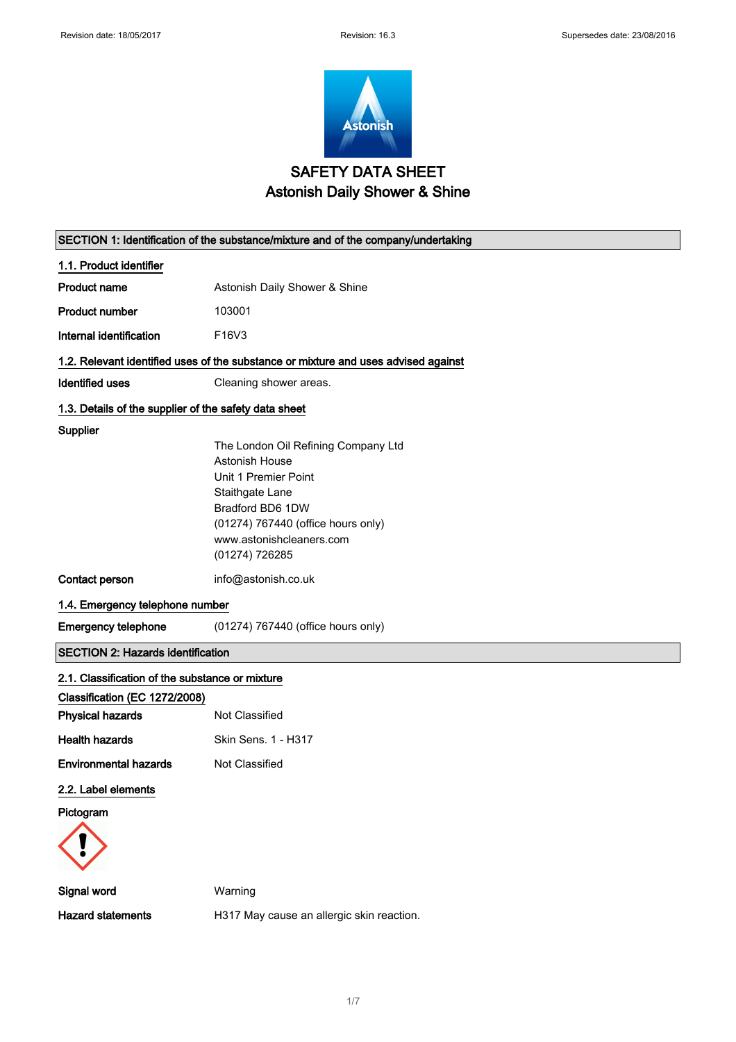# SAFETY DATA SHEET
# Astonish Daily Shower & Shine

## SECTION 1: Identification of the substance/mixture and of the company/undertaking

### 1.1. Product identifier

**Product name** Astonish Daily Shower & Shine

**Product number** 103001

**Internal identification** F16V3

### 1.2. Relevant identified uses of the substance or mixture and uses advised against

**Identified uses** Cleaning shower areas.

### 1.3. Details of the supplier of the safety data sheet

**Supplier**

The London Oil Refining Company Ltd
Astonish House
Unit 1 Premier Point
Staithgate Lane
Bradford BD6 1DW
(01274) 767440 (office hours only)
www.astonishcleaners.com
(01274) 726285

**Contact person** info@astonish.co.uk

### 1.4. Emergency telephone number

**Emergency telephone** (01274) 767440 (office hours only)

## SECTION 2: Hazards identification

### 2.1. Classification of the substance or mixture

**Classification (EC 1272/2008)**

**Physical hazards** Not Classified

**Health hazards** Skin Sens. 1 - H317

**Environmental hazards** Not Classified

### 2.2. Label elements

**Pictogram**

**Signal word** Warning

**Hazard statements** H317 May cause an allergic skin reaction.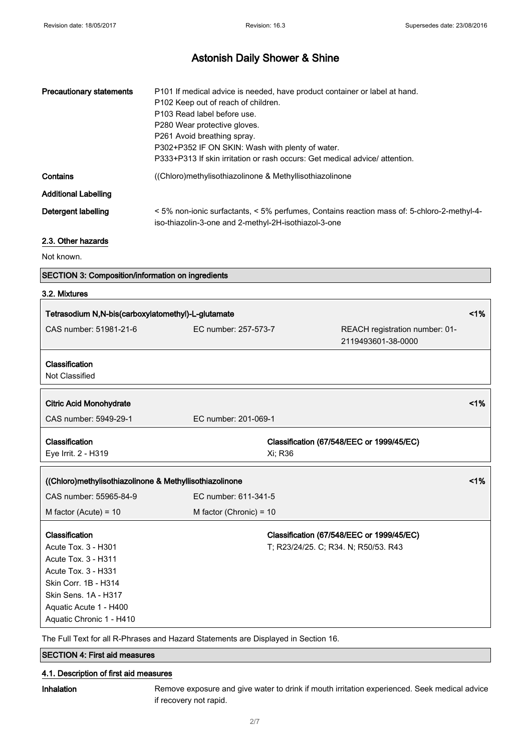# Astonish Daily Shower & Shine

| | |
|---|---|
| **Precautionary statements** | P101 If medical advice is needed, have product container or label at hand.<br>P102 Keep out of reach of children.<br>P103 Read label before use.<br>P280 Wear protective gloves.<br>P261 Avoid breathing spray.<br>P302+P352 IF ON SKIN: Wash with plenty of water.<br>P333+P313 If skin irritation or rash occurs: Get medical advice/ attention. |
| **Contains** | ((Chloro)methylisothiazolinone & Methyllisothiazolinone |
| **Additional Labelling** | |
| **Detergent labelling** | < 5% non-ionic surfactants, < 5% perfumes, Contains reaction mass of: 5-chloro-2-methyl-4-iso-thiazolin-3-one and 2-methyl-2H-isothiazol-3-one |

## 2.3. Other hazards

Not known.

## SECTION 3: Composition/information on ingredients

### 3.2. Mixtures

| **Tetrasodium N,N-bis(carboxylatomethyl)-L-glutamate** | | **<1%** |
|---|---|---|
| CAS number: 51981-21-6 | EC number: 257-573-7 | REACH registration number: 01-2119493601-38-0000 |
| **Classification**<br>Not Classified | | |

| **Citric Acid Monohydrate** | | **<1%** |
|---|---|---|
| CAS number: 5949-29-1 | EC number: 201-069-1 | |
| **Classification**<br>Eye Irrit. 2 - H319 | **Classification (67/548/EEC or 1999/45/EC)**<br>Xi; R36 | |

| **((Chloro)methylisothiazolinone & Methyllisothiazolinone** | | **<1%** |
|---|---|---|
| CAS number: 55965-84-9 | EC number: 611-341-5 | |
| M factor (Acute) = 10 | M factor (Chronic) = 10 | |
| **Classification**<br>Acute Tox. 3 - H301<br>Acute Tox. 3 - H311<br>Acute Tox. 3 - H331<br>Skin Corr. 1B - H314<br>Skin Sens. 1A - H317<br>Aquatic Acute 1 - H400<br>Aquatic Chronic 1 - H410 | **Classification (67/548/EEC or 1999/45/EC)**<br>T; R23/24/25. C; R34. N; R50/53. R43 | |

The Full Text for all R-Phrases and Hazard Statements are Displayed in Section 16.

## SECTION 4: First aid measures

### 4.1. Description of first aid measures

**Inhalation** Remove exposure and give water to drink if mouth irritation experienced. Seek medical advice if recovery not rapid.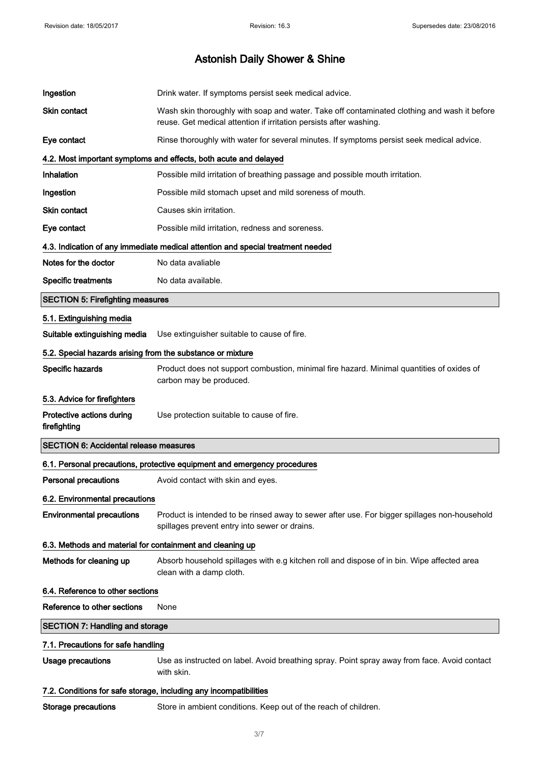| | |
|---|---|
| **Ingestion** | Drink water. If symptoms persist seek medical advice. |
| **Skin contact** | Wash skin thoroughly with soap and water. Take off contaminated clothing and wash it before reuse. Get medical attention if irritation persists after washing. |
| **Eye contact** | Rinse thoroughly with water for several minutes. If symptoms persist seek medical advice. |

### 4.2. Most important symptoms and effects, both acute and delayed

| | |
|---|---|
| **Inhalation** | Possible mild irritation of breathing passage and possible mouth irritation. |
| **Ingestion** | Possible mild stomach upset and mild soreness of mouth. |
| **Skin contact** | Causes skin irritation. |
| **Eye contact** | Possible mild irritation, redness and soreness. |

### 4.3. Indication of any immediate medical attention and special treatment needed

| | |
|---|---|
| **Notes for the doctor** | No data avaliable |
| **Specific treatments** | No data available. |

## SECTION 5: Firefighting measures

### 5.1. Extinguishing media

| | |
|---|---|
| **Suitable extinguishing media** | Use extinguisher suitable to cause of fire. |

### 5.2. Special hazards arising from the substance or mixture

| | |
|---|---|
| **Specific hazards** | Product does not support combustion, minimal fire hazard. Minimal quantities of oxides of carbon may be produced. |

### 5.3. Advice for firefighters

| | |
|---|---|
| **Protective actions during firefighting** | Use protection suitable to cause of fire. |

## SECTION 6: Accidental release measures

### 6.1. Personal precautions, protective equipment and emergency procedures

| | |
|---|---|
| **Personal precautions** | Avoid contact with skin and eyes. |

### 6.2. Environmental precautions

| | |
|---|---|
| **Environmental precautions** | Product is intended to be rinsed away to sewer after use. For bigger spillages non-household spillages prevent entry into sewer or drains. |

### 6.3. Methods and material for containment and cleaning up

| | |
|---|---|
| **Methods for cleaning up** | Absorb household spillages with e.g kitchen roll and dispose of in bin. Wipe affected area clean with a damp cloth. |

### 6.4. Reference to other sections

| | |
|---|---|
| **Reference to other sections** | None |

## SECTION 7: Handling and storage

### 7.1. Precautions for safe handling

| | |
|---|---|
| **Usage precautions** | Use as instructed on label. Avoid breathing spray. Point spray away from face. Avoid contact with skin. |

### 7.2. Conditions for safe storage, including any incompatibilities

| | |
|---|---|
| **Storage precautions** | Store in ambient conditions. Keep out of the reach of children. |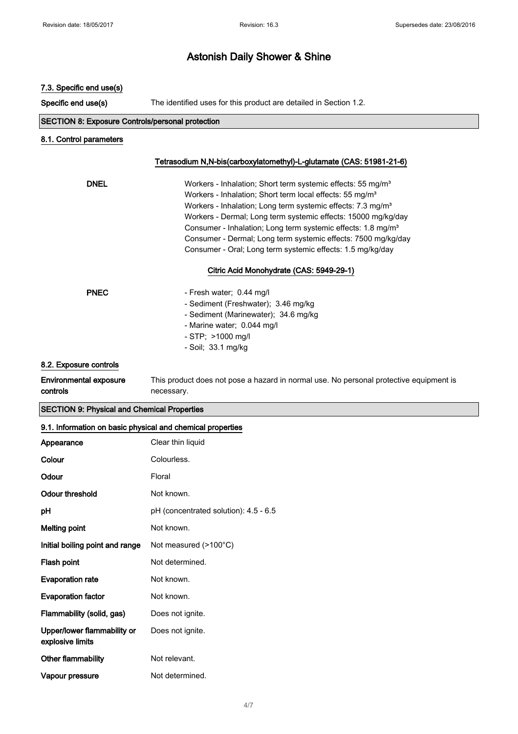# Astonish Daily Shower & Shine

### 7.3. Specific end use(s)

| | |
|---|---|
| **Specific end use(s)** | The identified uses for this product are detailed in Section 1.2. |

## SECTION 8: Exposure Controls/personal protection

### 8.1. Control parameters

**Tetrasodium N,N-bis(carboxylatomethyl)-L-glutamate (CAS: 51981-21-6)**

| | |
|---|---|
| **DNEL** | Workers - Inhalation; Short term systemic effects: 55 mg/m³<br>Workers - Inhalation; Short term local effects: 55 mg/m³<br>Workers - Inhalation; Long term systemic effects: 7.3 mg/m³<br>Workers - Dermal; Long term systemic effects: 15000 mg/kg/day<br>Consumer - Inhalation; Long term systemic effects: 1.8 mg/m³<br>Consumer - Dermal; Long term systemic effects: 7500 mg/kg/day<br>Consumer - Oral; Long term systemic effects: 1.5 mg/kg/day |

**Citric Acid Monohydrate (CAS: 5949-29-1)**

| | |
|---|---|
| **PNEC** | - Fresh water; 0.44 mg/l<br>- Sediment (Freshwater); 3.46 mg/kg<br>- Sediment (Marinewater); 34.6 mg/kg<br>- Marine water; 0.044 mg/l<br>- STP; >1000 mg/l<br>- Soil; 33.1 mg/kg |

### 8.2. Exposure controls

| | |
|---|---|
| **Environmental exposure controls** | This product does not pose a hazard in normal use. No personal protective equipment is necessary. |

## SECTION 9: Physical and Chemical Properties

### 9.1. Information on basic physical and chemical properties

| | |
|---|---|
| **Appearance** | Clear thin liquid |
| **Colour** | Colourless. |
| **Odour** | Floral |
| **Odour threshold** | Not known. |
| **pH** | pH (concentrated solution): 4.5 - 6.5 |
| **Melting point** | Not known. |
| **Initial boiling point and range** | Not measured (>100°C) |
| **Flash point** | Not determined. |
| **Evaporation rate** | Not known. |
| **Evaporation factor** | Not known. |
| **Flammability (solid, gas)** | Does not ignite. |
| **Upper/lower flammability or explosive limits** | Does not ignite. |
| **Other flammability** | Not relevant. |
| **Vapour pressure** | Not determined. |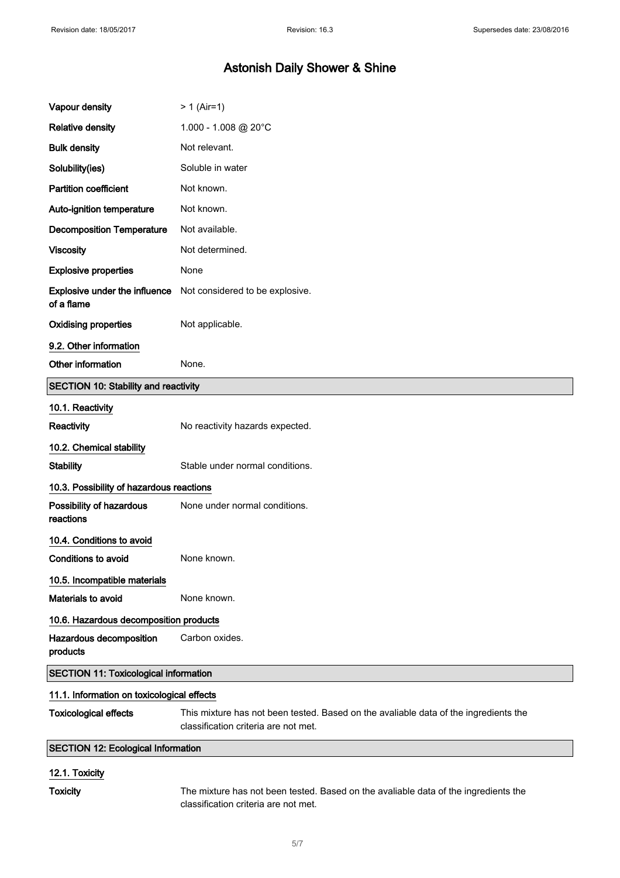# Astonish Daily Shower & Shine

| | |
|---|---|
| **Vapour density** | > 1 (Air=1) |
| **Relative density** | 1.000 - 1.008 @ 20°C |
| **Bulk density** | Not relevant. |
| **Solubility(ies)** | Soluble in water |
| **Partition coefficient** | Not known. |
| **Auto-ignition temperature** | Not known. |
| **Decomposition Temperature** | Not available. |
| **Viscosity** | Not determined. |
| **Explosive properties** | None |
| **Explosive under the influence of a flame** | Not considered to be explosive. |
| **Oxidising properties** | Not applicable. |

### 9.2. Other information

**Other information** None.

## SECTION 10: Stability and reactivity

### 10.1. Reactivity

**Reactivity** No reactivity hazards expected.

### 10.2. Chemical stability

**Stability** Stable under normal conditions.

### 10.3. Possibility of hazardous reactions

**Possibility of hazardous reactions** None under normal conditions.

### 10.4. Conditions to avoid

**Conditions to avoid** None known.

### 10.5. Incompatible materials

**Materials to avoid** None known.

### 10.6. Hazardous decomposition products

**Hazardous decomposition products** Carbon oxides.

## SECTION 11: Toxicological information

### 11.1. Information on toxicological effects

**Toxicological effects** This mixture has not been tested. Based on the avaliable data of the ingredients the classification criteria are not met.

## SECTION 12: Ecological Information

### 12.1. Toxicity

**Toxicity** The mixture has not been tested. Based on the avaliable data of the ingredients the classification criteria are not met.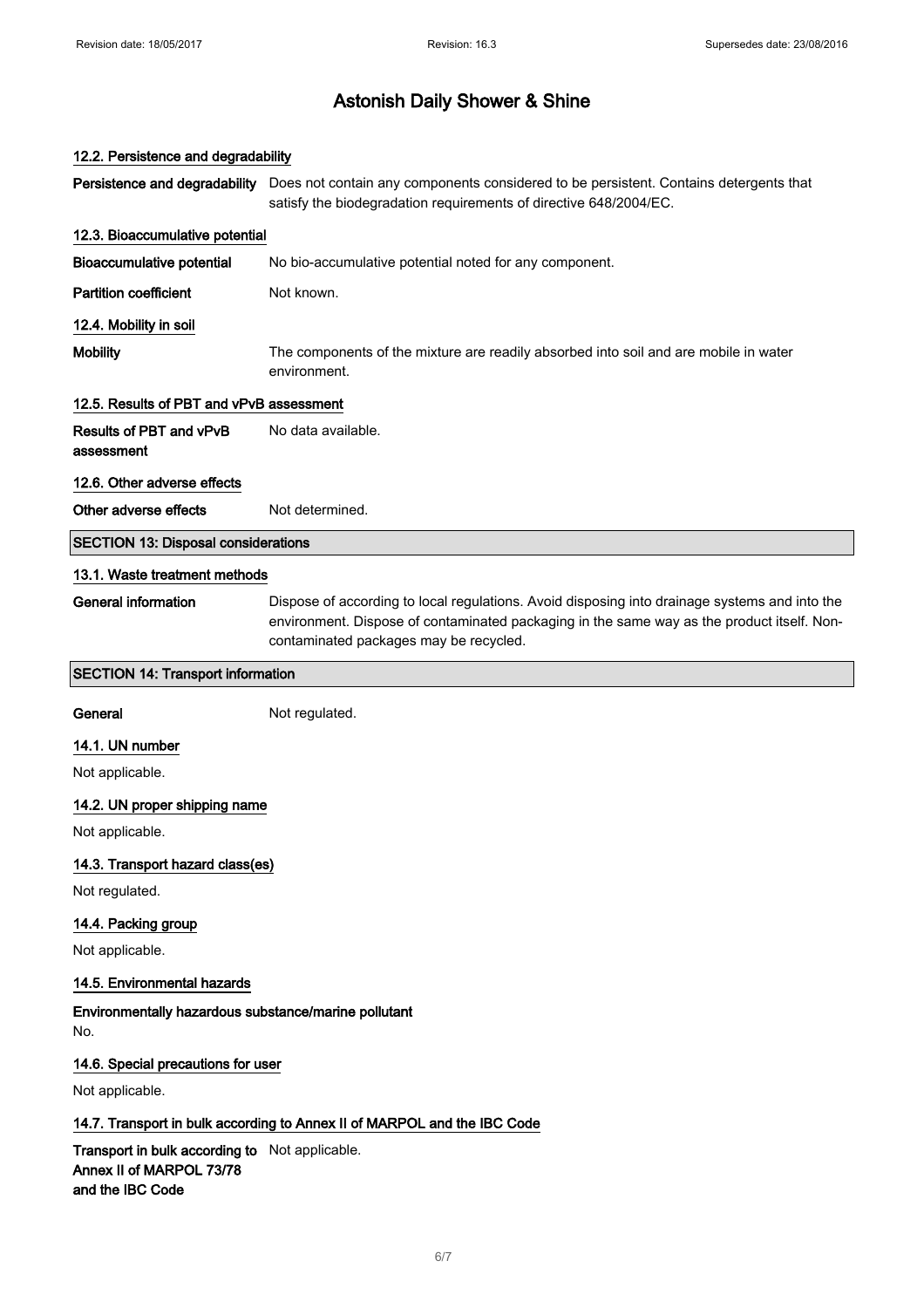### 12.2. Persistence and degradability

**Persistence and degradability** Does not contain any components considered to be persistent. Contains detergents that satisfy the biodegradation requirements of directive 648/2004/EC.

### 12.3. Bioaccumulative potential

**Bioaccumulative potential** No bio-accumulative potential noted for any component.

**Partition coefficient** Not known.

### 12.4. Mobility in soil

**Mobility** The components of the mixture are readily absorbed into soil and are mobile in water environment.

### 12.5. Results of PBT and vPvB assessment

**Results of PBT and vPvB assessment** No data available.

### 12.6. Other adverse effects

**Other adverse effects** Not determined.

## SECTION 13: Disposal considerations

### 13.1. Waste treatment methods

**General information** Dispose of according to local regulations. Avoid disposing into drainage systems and into the environment. Dispose of contaminated packaging in the same way as the product itself. Non-contaminated packages may be recycled.

## SECTION 14: Transport information

**General** Not regulated.

### 14.1. UN number

Not applicable.

### 14.2. UN proper shipping name

Not applicable.

### 14.3. Transport hazard class(es)

Not regulated.

### 14.4. Packing group

Not applicable.

### 14.5. Environmental hazards

**Environmentally hazardous substance/marine pollutant**

No.

### 14.6. Special precautions for user

Not applicable.

### 14.7. Transport in bulk according to Annex II of MARPOL and the IBC Code

**Transport in bulk according to Annex II of MARPOL 73/78 and the IBC Code** Not applicable.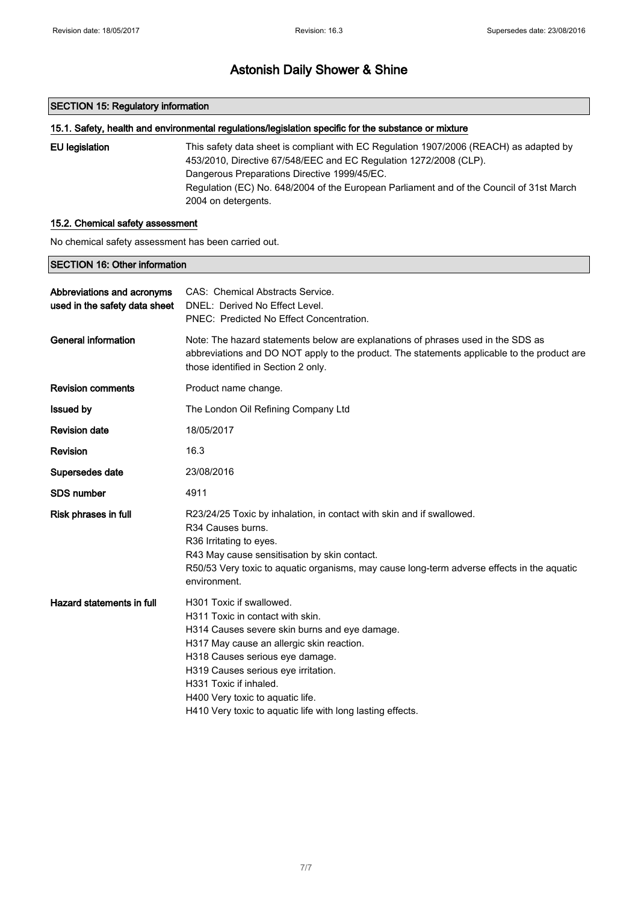# Astonish Daily Shower & Shine

## SECTION 15: Regulatory information

### 15.1. Safety, health and environmental regulations/legislation specific for the substance or mixture

**EU legislation**

This safety data sheet is compliant with EC Regulation 1907/2006 (REACH) as adapted by 453/2010, Directive 67/548/EEC and EC Regulation 1272/2008 (CLP).
Dangerous Preparations Directive 1999/45/EC.
Regulation (EC) No. 648/2004 of the European Parliament and of the Council of 31st March 2004 on detergents.

### 15.2. Chemical safety assessment

No chemical safety assessment has been carried out.

## SECTION 16: Other information

**Abbreviations and acronyms used in the safety data sheet**

CAS: Chemical Abstracts Service.
DNEL: Derived No Effect Level.
PNEC: Predicted No Effect Concentration.

**General information**

Note: The hazard statements below are explanations of phrases used in the SDS as abbreviations and DO NOT apply to the product. The statements applicable to the product are those identified in Section 2 only.

**Revision comments**

Product name change.

**Issued by**

The London Oil Refining Company Ltd

**Revision date**

18/05/2017

**Revision**

16.3

**Supersedes date**

23/08/2016

**SDS number**

4911

**Risk phrases in full**

R23/24/25 Toxic by inhalation, in contact with skin and if swallowed.
R34 Causes burns.
R36 Irritating to eyes.
R43 May cause sensitisation by skin contact.
R50/53 Very toxic to aquatic organisms, may cause long-term adverse effects in the aquatic environment.

**Hazard statements in full**

H301 Toxic if swallowed.
H311 Toxic in contact with skin.
H314 Causes severe skin burns and eye damage.
H317 May cause an allergic skin reaction.
H318 Causes serious eye damage.
H319 Causes serious eye irritation.
H331 Toxic if inhaled.
H400 Very toxic to aquatic life.
H410 Very toxic to aquatic life with long lasting effects.